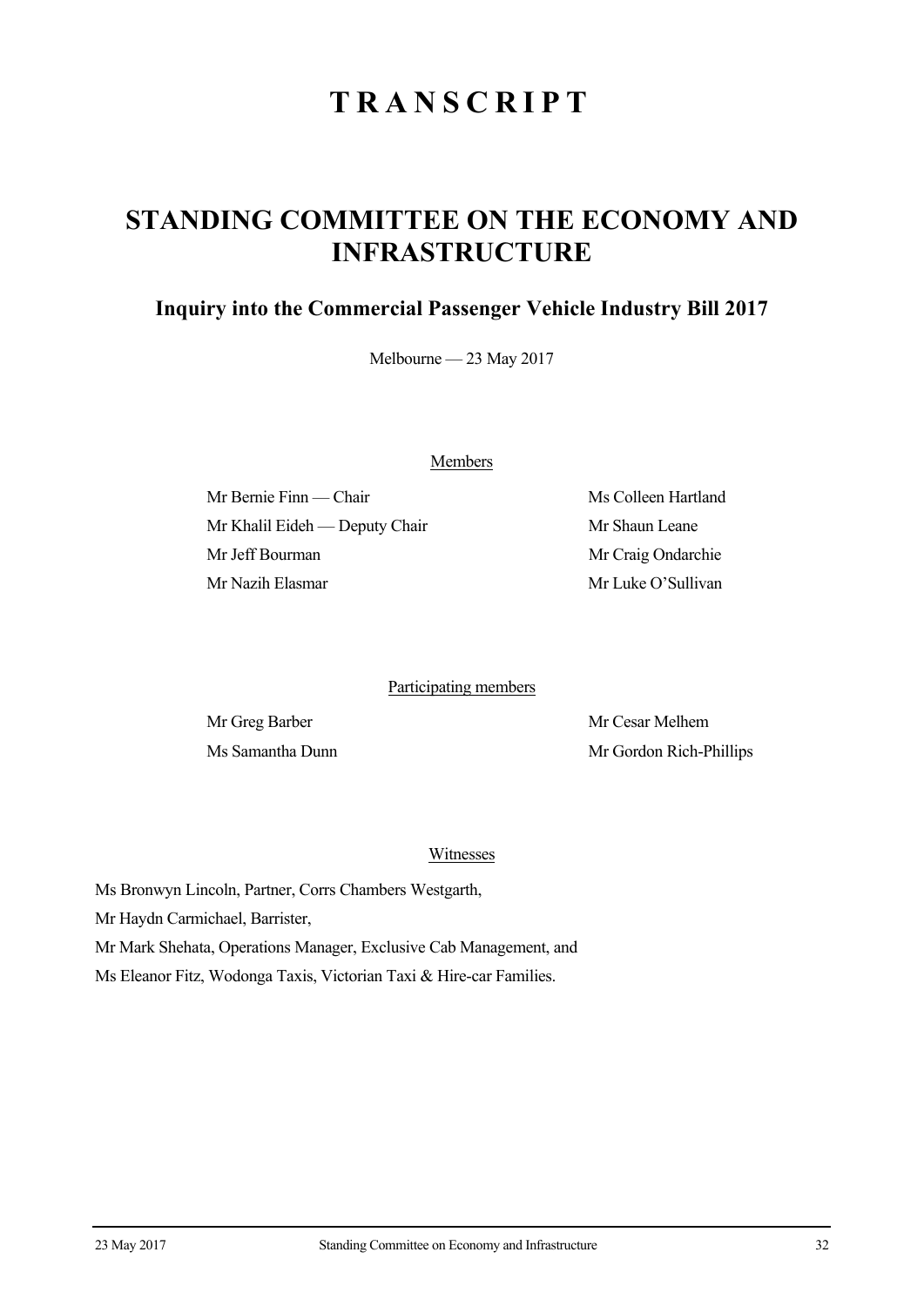# TRANSCRIPT

## STANDING COMMITTEE ON THE ECONOMY AND INFRASTRUCTURE

### Inquiry into the Commercial Passenger Vehicle Industry Bill 2017

Melbourne — 23 May 2017

Members

Mr Bernie Finn — Chair

Mr Khalil Eideh — Deputy Chair

Mr Jeff Bourman

Mr Nazih Elasmar

Ms Colleen Hartland

Mr Shaun Leane

Mr Craig Ondarchie

Mr Luke O'Sullivan

Participating members

Mr Greg Barber

Ms Samantha Dunn

Mr Cesar Melhem

Mr Gordon Rich-Phillips

Witnesses

Ms Bronwyn Lincoln, Partner, Corrs Chambers Westgarth,

Mr Haydn Carmichael, Barrister,

Mr Mark Shehata, Operations Manager, Exclusive Cab Management, and

Ms Eleanor Fitz, Wodonga Taxis, Victorian Taxi & Hire-car Families.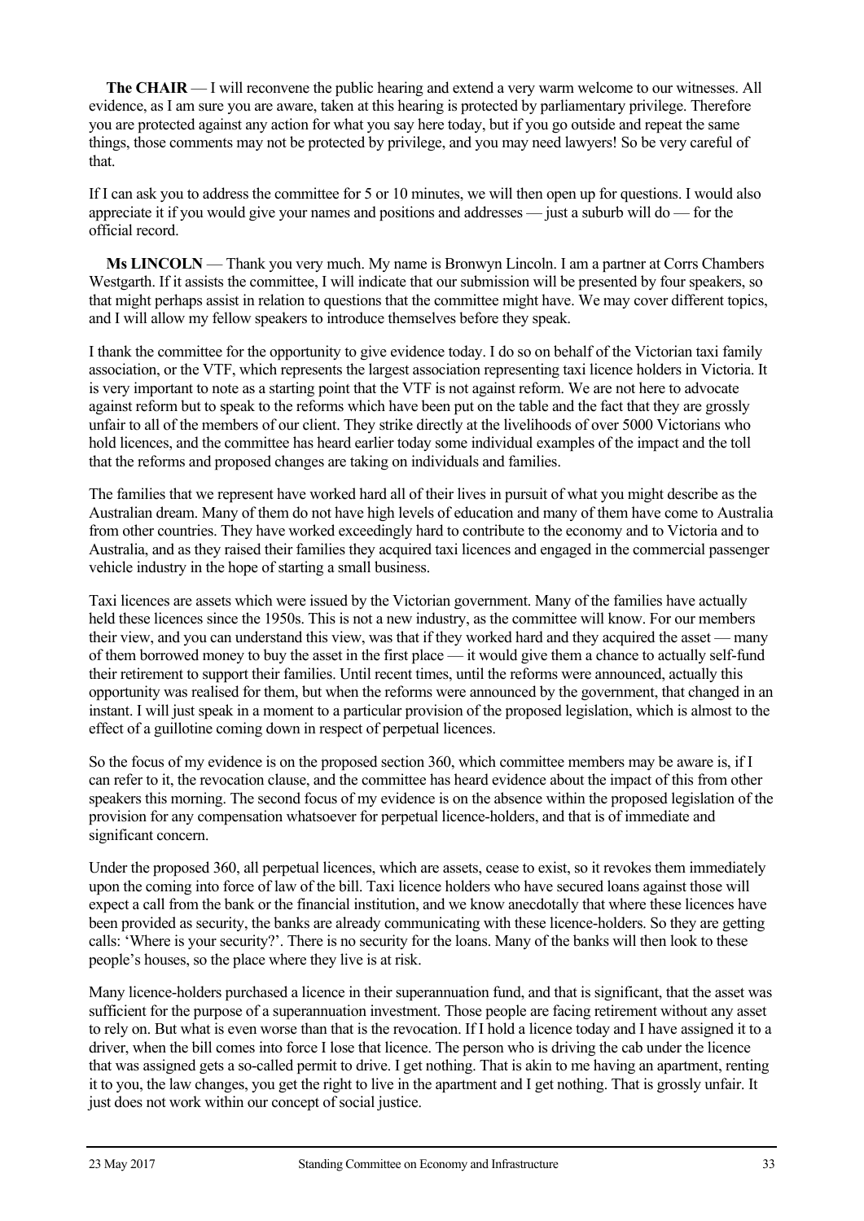**The CHAIR** — I will reconvene the public hearing and extend a very warm welcome to our witnesses. All evidence, as I am sure you are aware, taken at this hearing is protected by parliamentary privilege. Therefore you are protected against any action for what you say here today, but if you go outside and repeat the same things, those comments may not be protected by privilege, and you may need lawyers! So be very careful of that.

If I can ask you to address the committee for 5 or 10 minutes, we will then open up for questions. I would also appreciate it if you would give your names and positions and addresses — just a suburb will do — for the official record.

**Ms LINCOLN** — Thank you very much. My name is Bronwyn Lincoln. I am a partner at Corrs Chambers Westgarth. If it assists the committee, I will indicate that our submission will be presented by four speakers, so that might perhaps assist in relation to questions that the committee might have. We may cover different topics, and I will allow my fellow speakers to introduce themselves before they speak.

I thank the committee for the opportunity to give evidence today. I do so on behalf of the Victorian taxi family association, or the VTF, which represents the largest association representing taxi licence holders in Victoria. It is very important to note as a starting point that the VTF is not against reform. We are not here to advocate against reform but to speak to the reforms which have been put on the table and the fact that they are grossly unfair to all of the members of our client. They strike directly at the livelihoods of over 5000 Victorians who hold licences, and the committee has heard earlier today some individual examples of the impact and the toll that the reforms and proposed changes are taking on individuals and families.

The families that we represent have worked hard all of their lives in pursuit of what you might describe as the Australian dream. Many of them do not have high levels of education and many of them have come to Australia from other countries. They have worked exceedingly hard to contribute to the economy and to Victoria and to Australia, and as they raised their families they acquired taxi licences and engaged in the commercial passenger vehicle industry in the hope of starting a small business.

Taxi licences are assets which were issued by the Victorian government. Many of the families have actually held these licences since the 1950s. This is not a new industry, as the committee will know. For our members their view, and you can understand this view, was that if they worked hard and they acquired the asset — many of them borrowed money to buy the asset in the first place — it would give them a chance to actually self-fund their retirement to support their families. Until recent times, until the reforms were announced, actually this opportunity was realised for them, but when the reforms were announced by the government, that changed in an instant. I will just speak in a moment to a particular provision of the proposed legislation, which is almost to the effect of a guillotine coming down in respect of perpetual licences.

So the focus of my evidence is on the proposed section 360, which committee members may be aware is, if I can refer to it, the revocation clause, and the committee has heard evidence about the impact of this from other speakers this morning. The second focus of my evidence is on the absence within the proposed legislation of the provision for any compensation whatsoever for perpetual licence-holders, and that is of immediate and significant concern.

Under the proposed 360, all perpetual licences, which are assets, cease to exist, so it revokes them immediately upon the coming into force of law of the bill. Taxi licence holders who have secured loans against those will expect a call from the bank or the financial institution, and we know anecdotally that where these licences have been provided as security, the banks are already communicating with these licence-holders. So they are getting calls: 'Where is your security?'. There is no security for the loans. Many of the banks will then look to these people's houses, so the place where they live is at risk.

Many licence-holders purchased a licence in their superannuation fund, and that is significant, that the asset was sufficient for the purpose of a superannuation investment. Those people are facing retirement without any asset to rely on. But what is even worse than that is the revocation. If I hold a licence today and I have assigned it to a driver, when the bill comes into force I lose that licence. The person who is driving the cab under the licence that was assigned gets a so-called permit to drive. I get nothing. That is akin to me having an apartment, renting it to you, the law changes, you get the right to live in the apartment and I get nothing. That is grossly unfair. It just does not work within our concept of social justice.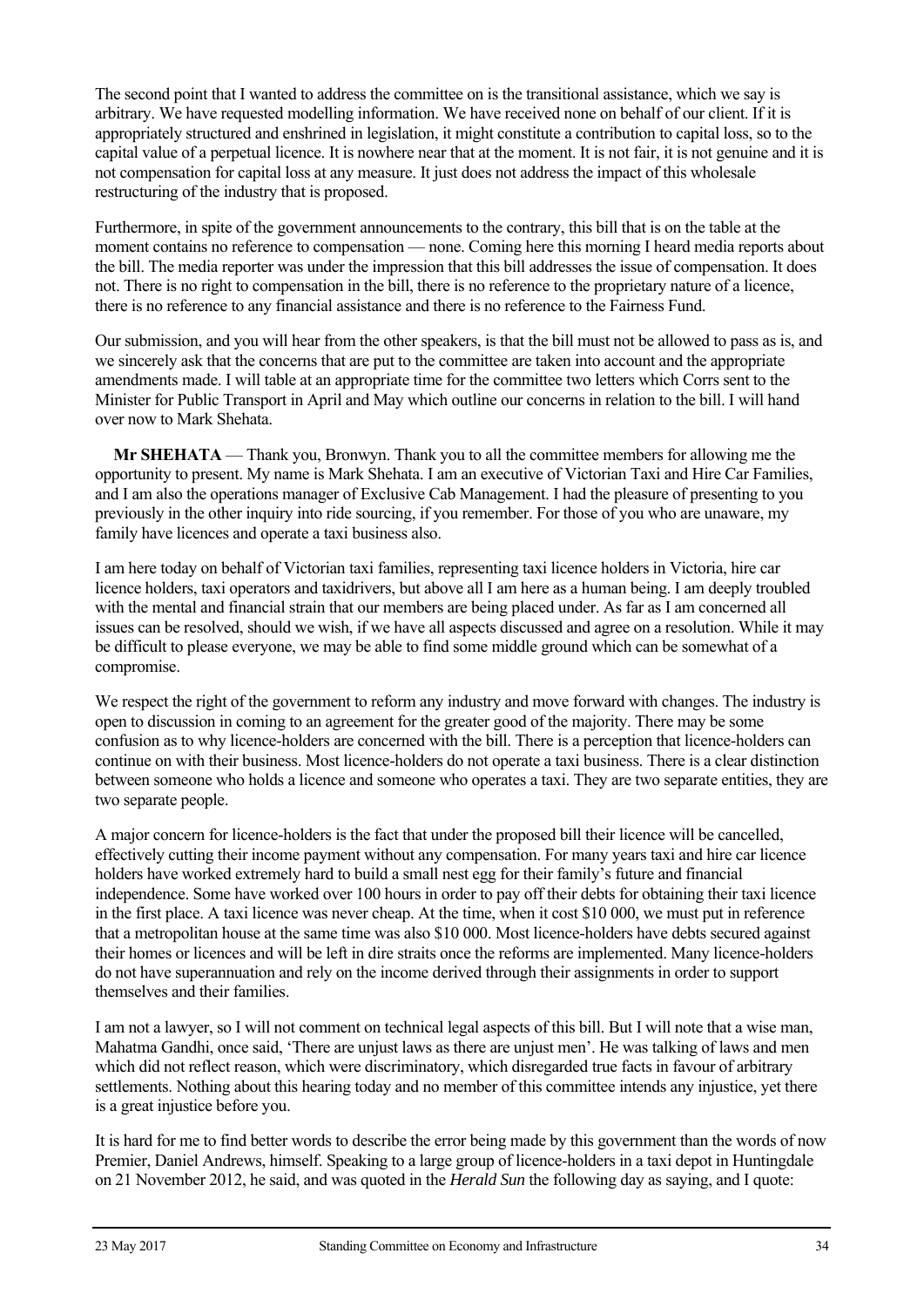The second point that I wanted to address the committee on is the transitional assistance, which we say is arbitrary. We have requested modelling information. We have received none on behalf of our client. If it is appropriately structured and enshrined in legislation, it might constitute a contribution to capital loss, so to the capital value of a perpetual licence. It is nowhere near that at the moment. It is not fair, it is not genuine and it is not compensation for capital loss at any measure. It just does not address the impact of this wholesale restructuring of the industry that is proposed.

Furthermore, in spite of the government announcements to the contrary, this bill that is on the table at the moment contains no reference to compensation — none. Coming here this morning I heard media reports about the bill. The media reporter was under the impression that this bill addresses the issue of compensation. It does not. There is no right to compensation in the bill, there is no reference to the proprietary nature of a licence, there is no reference to any financial assistance and there is no reference to the Fairness Fund.

Our submission, and you will hear from the other speakers, is that the bill must not be allowed to pass as is, and we sincerely ask that the concerns that are put to the committee are taken into account and the appropriate amendments made. I will table at an appropriate time for the committee two letters which Corrs sent to the Minister for Public Transport in April and May which outline our concerns in relation to the bill. I will hand over now to Mark Shehata.

**Mr SHEHATA** — Thank you, Bronwyn. Thank you to all the committee members for allowing me the opportunity to present. My name is Mark Shehata. I am an executive of Victorian Taxi and Hire Car Families, and I am also the operations manager of Exclusive Cab Management. I had the pleasure of presenting to you previously in the other inquiry into ride sourcing, if you remember. For those of you who are unaware, my family have licences and operate a taxi business also.

I am here today on behalf of Victorian taxi families, representing taxi licence holders in Victoria, hire car licence holders, taxi operators and taxidrivers, but above all I am here as a human being. I am deeply troubled with the mental and financial strain that our members are being placed under. As far as I am concerned all issues can be resolved, should we wish, if we have all aspects discussed and agree on a resolution. While it may be difficult to please everyone, we may be able to find some middle ground which can be somewhat of a compromise.

We respect the right of the government to reform any industry and move forward with changes. The industry is open to discussion in coming to an agreement for the greater good of the majority. There may be some confusion as to why licence-holders are concerned with the bill. There is a perception that licence-holders can continue on with their business. Most licence-holders do not operate a taxi business. There is a clear distinction between someone who holds a licence and someone who operates a taxi. They are two separate entities, they are two separate people.

A major concern for licence-holders is the fact that under the proposed bill their licence will be cancelled, effectively cutting their income payment without any compensation. For many years taxi and hire car licence holders have worked extremely hard to build a small nest egg for their family's future and financial independence. Some have worked over 100 hours in order to pay off their debts for obtaining their taxi licence in the first place. A taxi licence was never cheap. At the time, when it cost $10 000, we must put in reference that a metropolitan house at the same time was also $10 000. Most licence-holders have debts secured against their homes or licences and will be left in dire straits once the reforms are implemented. Many licence-holders do not have superannuation and rely on the income derived through their assignments in order to support themselves and their families.

I am not a lawyer, so I will not comment on technical legal aspects of this bill. But I will note that a wise man, Mahatma Gandhi, once said, 'There are unjust laws as there are unjust men'. He was talking of laws and men which did not reflect reason, which were discriminatory, which disregarded true facts in favour of arbitrary settlements. Nothing about this hearing today and no member of this committee intends any injustice, yet there is a great injustice before you.

It is hard for me to find better words to describe the error being made by this government than the words of now Premier, Daniel Andrews, himself. Speaking to a large group of licence-holders in a taxi depot in Huntingdale on 21 November 2012, he said, and was quoted in the *Herald Sun* the following day as saying, and I quote: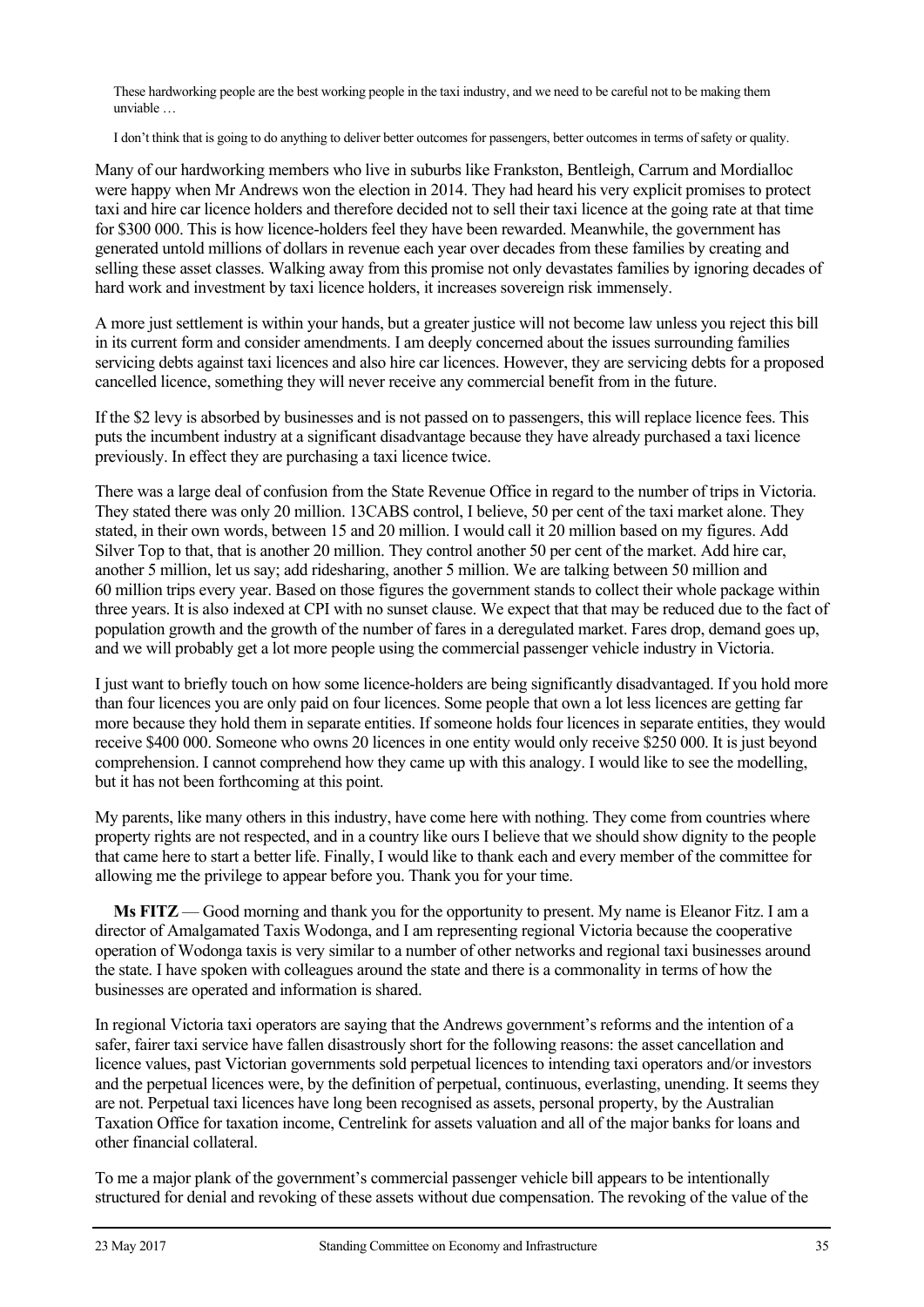> These hardworking people are the best working people in the taxi industry, and we need to be careful not to be making them unviable …
>
> I don't think that is going to do anything to deliver better outcomes for passengers, better outcomes in terms of safety or quality.

Many of our hardworking members who live in suburbs like Frankston, Bentleigh, Carrum and Mordialloc were happy when Mr Andrews won the election in 2014. They had heard his very explicit promises to protect taxi and hire car licence holders and therefore decided not to sell their taxi licence at the going rate at that time for $300 000. This is how licence-holders feel they have been rewarded. Meanwhile, the government has generated untold millions of dollars in revenue each year over decades from these families by creating and selling these asset classes. Walking away from this promise not only devastates families by ignoring decades of hard work and investment by taxi licence holders, it increases sovereign risk immensely.

A more just settlement is within your hands, but a greater justice will not become law unless you reject this bill in its current form and consider amendments. I am deeply concerned about the issues surrounding families servicing debts against taxi licences and also hire car licences. However, they are servicing debts for a proposed cancelled licence, something they will never receive any commercial benefit from in the future.

If the $2 levy is absorbed by businesses and is not passed on to passengers, this will replace licence fees. This puts the incumbent industry at a significant disadvantage because they have already purchased a taxi licence previously. In effect they are purchasing a taxi licence twice.

There was a large deal of confusion from the State Revenue Office in regard to the number of trips in Victoria. They stated there was only 20 million. 13CABS control, I believe, 50 per cent of the taxi market alone. They stated, in their own words, between 15 and 20 million. I would call it 20 million based on my figures. Add Silver Top to that, that is another 20 million. They control another 50 per cent of the market. Add hire car, another 5 million, let us say; add ridesharing, another 5 million. We are talking between 50 million and 60 million trips every year. Based on those figures the government stands to collect their whole package within three years. It is also indexed at CPI with no sunset clause. We expect that that may be reduced due to the fact of population growth and the growth of the number of fares in a deregulated market. Fares drop, demand goes up, and we will probably get a lot more people using the commercial passenger vehicle industry in Victoria.

I just want to briefly touch on how some licence-holders are being significantly disadvantaged. If you hold more than four licences you are only paid on four licences. Some people that own a lot less licences are getting far more because they hold them in separate entities. If someone holds four licences in separate entities, they would receive $400 000. Someone who owns 20 licences in one entity would only receive $250 000. It is just beyond comprehension. I cannot comprehend how they came up with this analogy. I would like to see the modelling, but it has not been forthcoming at this point.

My parents, like many others in this industry, have come here with nothing. They come from countries where property rights are not respected, and in a country like ours I believe that we should show dignity to the people that came here to start a better life. Finally, I would like to thank each and every member of the committee for allowing me the privilege to appear before you. Thank you for your time.

**Ms FITZ** — Good morning and thank you for the opportunity to present. My name is Eleanor Fitz. I am a director of Amalgamated Taxis Wodonga, and I am representing regional Victoria because the cooperative operation of Wodonga taxis is very similar to a number of other networks and regional taxi businesses around the state. I have spoken with colleagues around the state and there is a commonality in terms of how the businesses are operated and information is shared.

In regional Victoria taxi operators are saying that the Andrews government's reforms and the intention of a safer, fairer taxi service have fallen disastrously short for the following reasons: the asset cancellation and licence values, past Victorian governments sold perpetual licences to intending taxi operators and/or investors and the perpetual licences were, by the definition of perpetual, continuous, everlasting, unending. It seems they are not. Perpetual taxi licences have long been recognised as assets, personal property, by the Australian Taxation Office for taxation income, Centrelink for assets valuation and all of the major banks for loans and other financial collateral.

To me a major plank of the government's commercial passenger vehicle bill appears to be intentionally structured for denial and revoking of these assets without due compensation. The revoking of the value of the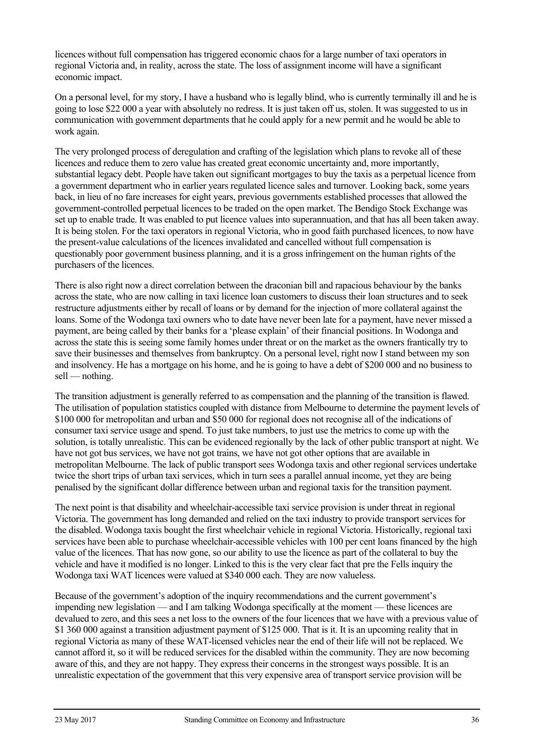licences without full compensation has triggered economic chaos for a large number of taxi operators in regional Victoria and, in reality, across the state. The loss of assignment income will have a significant economic impact.

On a personal level, for my story, I have a husband who is legally blind, who is currently terminally ill and he is going to lose $22 000 a year with absolutely no redress. It is just taken off us, stolen. It was suggested to us in communication with government departments that he could apply for a new permit and he would be able to work again.

The very prolonged process of deregulation and crafting of the legislation which plans to revoke all of these licences and reduce them to zero value has created great economic uncertainty and, more importantly, substantial legacy debt. People have taken out significant mortgages to buy the taxis as a perpetual licence from a government department who in earlier years regulated licence sales and turnover. Looking back, some years back, in lieu of no fare increases for eight years, previous governments established processes that allowed the government-controlled perpetual licences to be traded on the open market. The Bendigo Stock Exchange was set up to enable trade. It was enabled to put licence values into superannuation, and that has all been taken away. It is being stolen. For the taxi operators in regional Victoria, who in good faith purchased licences, to now have the present-value calculations of the licences invalidated and cancelled without full compensation is questionably poor government business planning, and it is a gross infringement on the human rights of the purchasers of the licences.

There is also right now a direct correlation between the draconian bill and rapacious behaviour by the banks across the state, who are now calling in taxi licence loan customers to discuss their loan structures and to seek restructure adjustments either by recall of loans or by demand for the injection of more collateral against the loans. Some of the Wodonga taxi owners who to date have never been late for a payment, have never missed a payment, are being called by their banks for a 'please explain' of their financial positions. In Wodonga and across the state this is seeing some family homes under threat or on the market as the owners frantically try to save their businesses and themselves from bankruptcy. On a personal level, right now I stand between my son and insolvency. He has a mortgage on his home, and he is going to have a debt of $200 000 and no business to sell — nothing.

The transition adjustment is generally referred to as compensation and the planning of the transition is flawed. The utilisation of population statistics coupled with distance from Melbourne to determine the payment levels of $100 000 for metropolitan and urban and $50 000 for regional does not recognise all of the indications of consumer taxi service usage and spend. To just take numbers, to just use the metrics to come up with the solution, is totally unrealistic. This can be evidenced regionally by the lack of other public transport at night. We have not got bus services, we have not got trains, we have not got other options that are available in metropolitan Melbourne. The lack of public transport sees Wodonga taxis and other regional services undertake twice the short trips of urban taxi services, which in turn sees a parallel annual income, yet they are being penalised by the significant dollar difference between urban and regional taxis for the transition payment.

The next point is that disability and wheelchair-accessible taxi service provision is under threat in regional Victoria. The government has long demanded and relied on the taxi industry to provide transport services for the disabled. Wodonga taxis bought the first wheelchair vehicle in regional Victoria. Historically, regional taxi services have been able to purchase wheelchair-accessible vehicles with 100 per cent loans financed by the high value of the licences. That has now gone, so our ability to use the licence as part of the collateral to buy the vehicle and have it modified is no longer. Linked to this is the very clear fact that pre the Fells inquiry the Wodonga taxi WAT licences were valued at $340 000 each. They are now valueless.

Because of the government's adoption of the inquiry recommendations and the current government's impending new legislation — and I am talking Wodonga specifically at the moment — these licences are devalued to zero, and this sees a net loss to the owners of the four licences that we have with a previous value of $1 360 000 against a transition adjustment payment of $125 000. That is it. It is an upcoming reality that in regional Victoria as many of these WAT-licensed vehicles near the end of their life will not be replaced. We cannot afford it, so it will be reduced services for the disabled within the community. They are now becoming aware of this, and they are not happy. They express their concerns in the strongest ways possible. It is an unrealistic expectation of the government that this very expensive area of transport service provision will be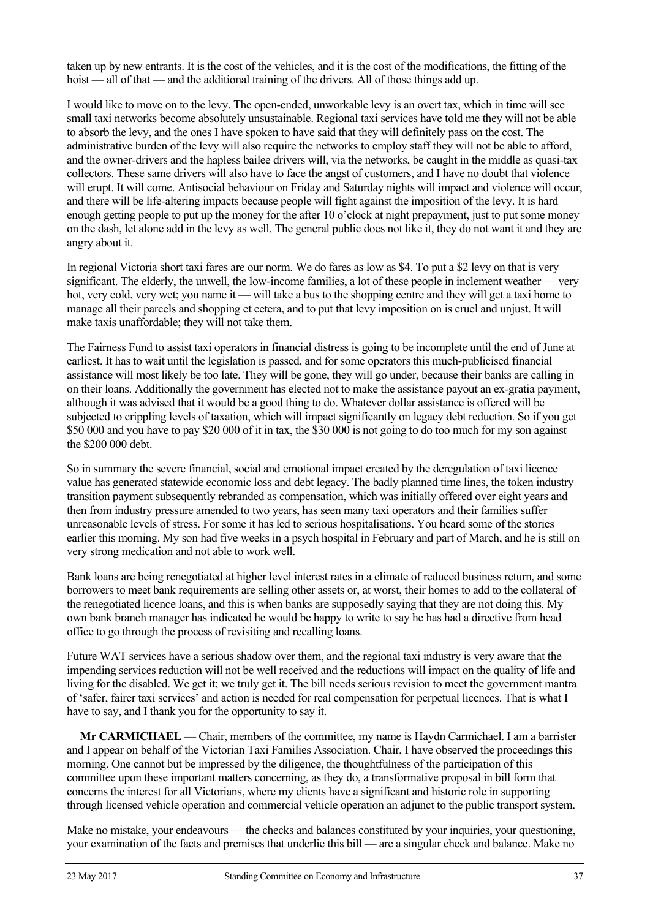taken up by new entrants. It is the cost of the vehicles, and it is the cost of the modifications, the fitting of the hoist — all of that — and the additional training of the drivers. All of those things add up.

I would like to move on to the levy. The open-ended, unworkable levy is an overt tax, which in time will see small taxi networks become absolutely unsustainable. Regional taxi services have told me they will not be able to absorb the levy, and the ones I have spoken to have said that they will definitely pass on the cost. The administrative burden of the levy will also require the networks to employ staff they will not be able to afford, and the owner-drivers and the hapless bailee drivers will, via the networks, be caught in the middle as quasi-tax collectors. These same drivers will also have to face the angst of customers, and I have no doubt that violence will erupt. It will come. Antisocial behaviour on Friday and Saturday nights will impact and violence will occur, and there will be life-altering impacts because people will fight against the imposition of the levy. It is hard enough getting people to put up the money for the after 10 o'clock at night prepayment, just to put some money on the dash, let alone add in the levy as well. The general public does not like it, they do not want it and they are angry about it.

In regional Victoria short taxi fares are our norm. We do fares as low as $4. To put a $2 levy on that is very significant. The elderly, the unwell, the low-income families, a lot of these people in inclement weather — very hot, very cold, very wet; you name it — will take a bus to the shopping centre and they will get a taxi home to manage all their parcels and shopping et cetera, and to put that levy imposition on is cruel and unjust. It will make taxis unaffordable; they will not take them.

The Fairness Fund to assist taxi operators in financial distress is going to be incomplete until the end of June at earliest. It has to wait until the legislation is passed, and for some operators this much-publicised financial assistance will most likely be too late. They will be gone, they will go under, because their banks are calling in on their loans. Additionally the government has elected not to make the assistance payout an ex-gratia payment, although it was advised that it would be a good thing to do. Whatever dollar assistance is offered will be subjected to crippling levels of taxation, which will impact significantly on legacy debt reduction. So if you get $50 000 and you have to pay $20 000 of it in tax, the $30 000 is not going to do too much for my son against the $200 000 debt.

So in summary the severe financial, social and emotional impact created by the deregulation of taxi licence value has generated statewide economic loss and debt legacy. The badly planned time lines, the token industry transition payment subsequently rebranded as compensation, which was initially offered over eight years and then from industry pressure amended to two years, has seen many taxi operators and their families suffer unreasonable levels of stress. For some it has led to serious hospitalisations. You heard some of the stories earlier this morning. My son had five weeks in a psych hospital in February and part of March, and he is still on very strong medication and not able to work well.

Bank loans are being renegotiated at higher level interest rates in a climate of reduced business return, and some borrowers to meet bank requirements are selling other assets or, at worst, their homes to add to the collateral of the renegotiated licence loans, and this is when banks are supposedly saying that they are not doing this. My own bank branch manager has indicated he would be happy to write to say he has had a directive from head office to go through the process of revisiting and recalling loans.

Future WAT services have a serious shadow over them, and the regional taxi industry is very aware that the impending services reduction will not be well received and the reductions will impact on the quality of life and living for the disabled. We get it; we truly get it. The bill needs serious revision to meet the government mantra of 'safer, fairer taxi services' and action is needed for real compensation for perpetual licences. That is what I have to say, and I thank you for the opportunity to say it.

**Mr CARMICHAEL** — Chair, members of the committee, my name is Haydn Carmichael. I am a barrister and I appear on behalf of the Victorian Taxi Families Association. Chair, I have observed the proceedings this morning. One cannot but be impressed by the diligence, the thoughtfulness of the participation of this committee upon these important matters concerning, as they do, a transformative proposal in bill form that concerns the interest for all Victorians, where my clients have a significant and historic role in supporting through licensed vehicle operation and commercial vehicle operation an adjunct to the public transport system.

Make no mistake, your endeavours — the checks and balances constituted by your inquiries, your questioning, your examination of the facts and premises that underlie this bill — are a singular check and balance. Make no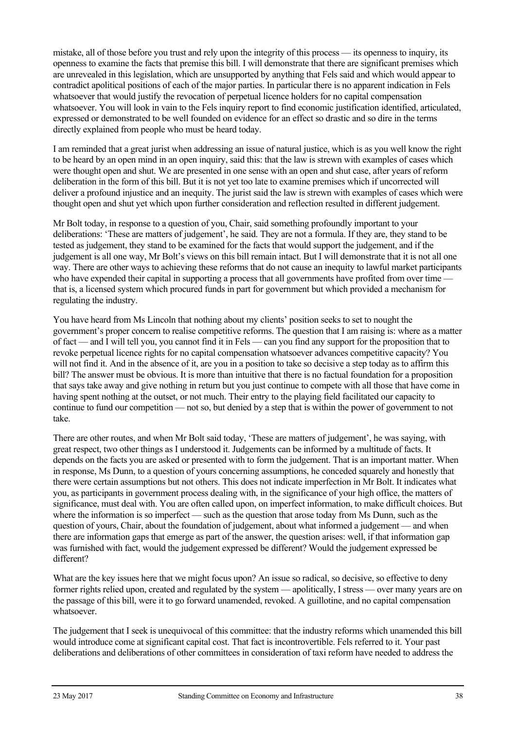mistake, all of those before you trust and rely upon the integrity of this process — its openness to inquiry, its openness to examine the facts that premise this bill. I will demonstrate that there are significant premises which are unrevealed in this legislation, which are unsupported by anything that Fels said and which would appear to contradict apolitical positions of each of the major parties. In particular there is no apparent indication in Fels whatsoever that would justify the revocation of perpetual licence holders for no capital compensation whatsoever. You will look in vain to the Fels inquiry report to find economic justification identified, articulated, expressed or demonstrated to be well founded on evidence for an effect so drastic and so dire in the terms directly explained from people who must be heard today.

I am reminded that a great jurist when addressing an issue of natural justice, which is as you well know the right to be heard by an open mind in an open inquiry, said this: that the law is strewn with examples of cases which were thought open and shut. We are presented in one sense with an open and shut case, after years of reform deliberation in the form of this bill. But it is not yet too late to examine premises which if uncorrected will deliver a profound injustice and an inequity. The jurist said the law is strewn with examples of cases which were thought open and shut yet which upon further consideration and reflection resulted in different judgement.

Mr Bolt today, in response to a question of you, Chair, said something profoundly important to your deliberations: 'These are matters of judgement', he said. They are not a formula. If they are, they stand to be tested as judgement, they stand to be examined for the facts that would support the judgement, and if the judgement is all one way, Mr Bolt's views on this bill remain intact. But I will demonstrate that it is not all one way. There are other ways to achieving these reforms that do not cause an inequity to lawful market participants who have expended their capital in supporting a process that all governments have profited from over time — that is, a licensed system which procured funds in part for government but which provided a mechanism for regulating the industry.

You have heard from Ms Lincoln that nothing about my clients' position seeks to set to nought the government's proper concern to realise competitive reforms. The question that I am raising is: where as a matter of fact — and I will tell you, you cannot find it in Fels — can you find any support for the proposition that to revoke perpetual licence rights for no capital compensation whatsoever advances competitive capacity? You will not find it. And in the absence of it, are you in a position to take so decisive a step today as to affirm this bill? The answer must be obvious. It is more than intuitive that there is no factual foundation for a proposition that says take away and give nothing in return but you just continue to compete with all those that have come in having spent nothing at the outset, or not much. Their entry to the playing field facilitated our capacity to continue to fund our competition — not so, but denied by a step that is within the power of government to not take.

There are other routes, and when Mr Bolt said today, 'These are matters of judgement', he was saying, with great respect, two other things as I understood it. Judgements can be informed by a multitude of facts. It depends on the facts you are asked or presented with to form the judgement. That is an important matter. When in response, Ms Dunn, to a question of yours concerning assumptions, he conceded squarely and honestly that there were certain assumptions but not others. This does not indicate imperfection in Mr Bolt. It indicates what you, as participants in government process dealing with, in the significance of your high office, the matters of significance, must deal with. You are often called upon, on imperfect information, to make difficult choices. But where the information is so imperfect — such as the question that arose today from Ms Dunn, such as the question of yours, Chair, about the foundation of judgement, about what informed a judgement — and when there are information gaps that emerge as part of the answer, the question arises: well, if that information gap was furnished with fact, would the judgement expressed be different? Would the judgement expressed be different?

What are the key issues here that we might focus upon? An issue so radical, so decisive, so effective to deny former rights relied upon, created and regulated by the system — apolitically, I stress — over many years are on the passage of this bill, were it to go forward unamended, revoked. A guillotine, and no capital compensation whatsoever.

The judgement that I seek is unequivocal of this committee: that the industry reforms which unamended this bill would introduce come at significant capital cost. That fact is incontrovertible. Fels referred to it. Your past deliberations and deliberations of other committees in consideration of taxi reform have needed to address the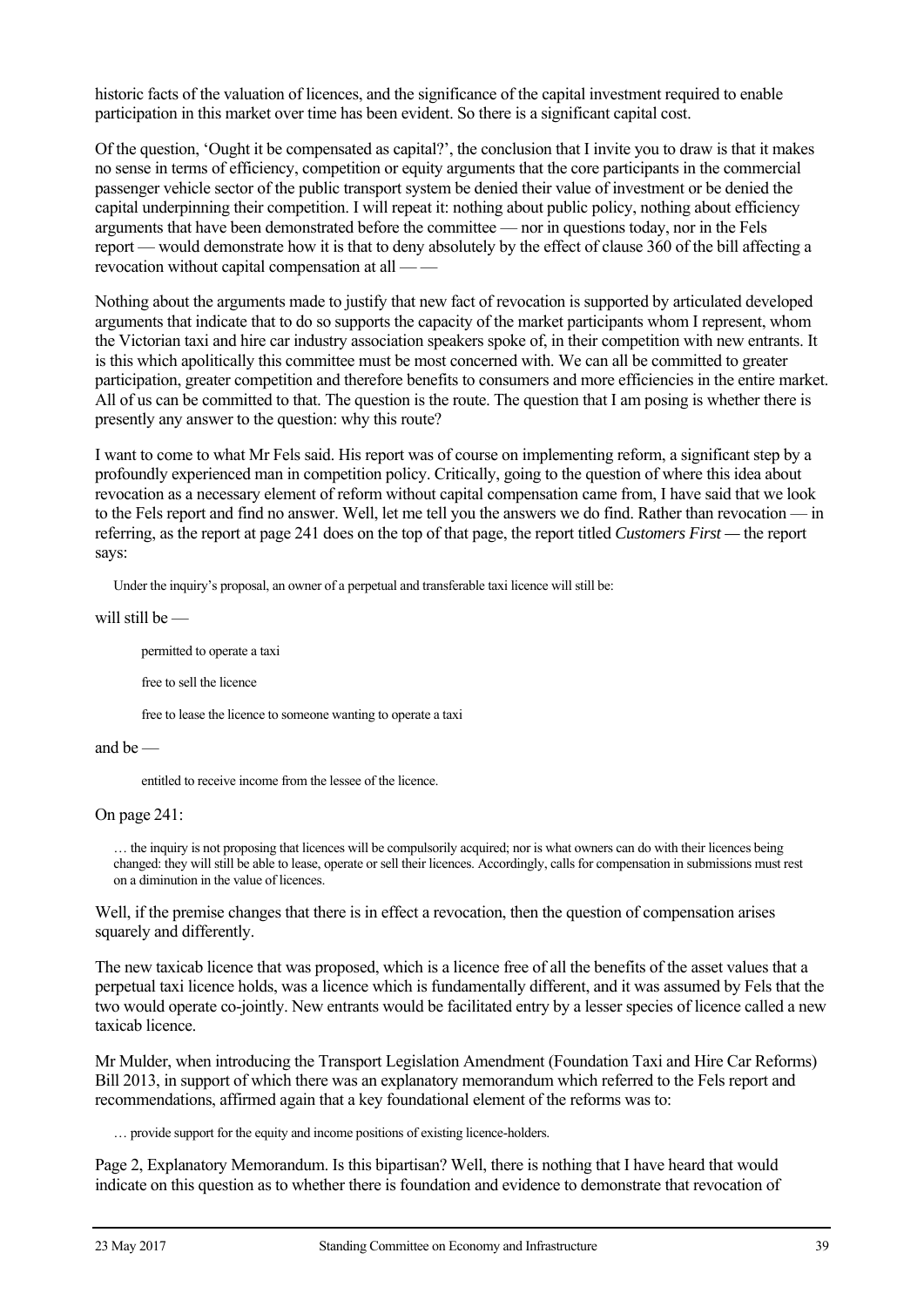historic facts of the valuation of licences, and the significance of the capital investment required to enable participation in this market over time has been evident. So there is a significant capital cost.

Of the question, 'Ought it be compensated as capital?', the conclusion that I invite you to draw is that it makes no sense in terms of efficiency, competition or equity arguments that the core participants in the commercial passenger vehicle sector of the public transport system be denied their value of investment or be denied the capital underpinning their competition. I will repeat it: nothing about public policy, nothing about efficiency arguments that have been demonstrated before the committee — nor in questions today, nor in the Fels report — would demonstrate how it is that to deny absolutely by the effect of clause 360 of the bill affecting a revocation without capital compensation at all — —

Nothing about the arguments made to justify that new fact of revocation is supported by articulated developed arguments that indicate that to do so supports the capacity of the market participants whom I represent, whom the Victorian taxi and hire car industry association speakers spoke of, in their competition with new entrants. It is this which apolitically this committee must be most concerned with. We can all be committed to greater participation, greater competition and therefore benefits to consumers and more efficiencies in the entire market. All of us can be committed to that. The question is the route. The question that I am posing is whether there is presently any answer to the question: why this route?

I want to come to what Mr Fels said. His report was of course on implementing reform, a significant step by a profoundly experienced man in competition policy. Critically, going to the question of where this idea about revocation as a necessary element of reform without capital compensation came from, I have said that we look to the Fels report and find no answer. Well, let me tell you the answers we do find. Rather than revocation — in referring, as the report at page 241 does on the top of that page, the report titled *Customers First* — the report says:

> Under the inquiry's proposal, an owner of a perpetual and transferable taxi licence will still be:

will still be —

> permitted to operate a taxi
>
> free to sell the licence
>
> free to lease the licence to someone wanting to operate a taxi

and be —

> entitled to receive income from the lessee of the licence.

On page 241:

> … the inquiry is not proposing that licences will be compulsorily acquired; nor is what owners can do with their licences being changed: they will still be able to lease, operate or sell their licences. Accordingly, calls for compensation in submissions must rest on a diminution in the value of licences.

Well, if the premise changes that there is in effect a revocation, then the question of compensation arises squarely and differently.

The new taxicab licence that was proposed, which is a licence free of all the benefits of the asset values that a perpetual taxi licence holds, was a licence which is fundamentally different, and it was assumed by Fels that the two would operate co-jointly. New entrants would be facilitated entry by a lesser species of licence called a new taxicab licence.

Mr Mulder, when introducing the Transport Legislation Amendment (Foundation Taxi and Hire Car Reforms) Bill 2013, in support of which there was an explanatory memorandum which referred to the Fels report and recommendations, affirmed again that a key foundational element of the reforms was to:

> … provide support for the equity and income positions of existing licence-holders.

Page 2, Explanatory Memorandum. Is this bipartisan? Well, there is nothing that I have heard that would indicate on this question as to whether there is foundation and evidence to demonstrate that revocation of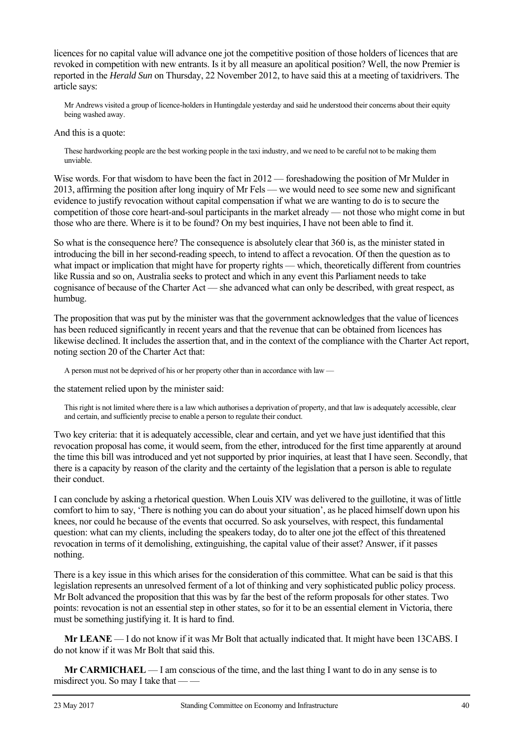licences for no capital value will advance one jot the competitive position of those holders of licences that are revoked in competition with new entrants. Is it by all measure an apolitical position? Well, the now Premier is reported in the *Herald Sun* on Thursday, 22 November 2012, to have said this at a meeting of taxidrivers. The article says:

> Mr Andrews visited a group of licence-holders in Huntingdale yesterday and said he understood their concerns about their equity being washed away.

And this is a quote:

> These hardworking people are the best working people in the taxi industry, and we need to be careful not to be making them unviable.

Wise words. For that wisdom to have been the fact in 2012 — foreshadowing the position of Mr Mulder in 2013, affirming the position after long inquiry of Mr Fels — we would need to see some new and significant evidence to justify revocation without capital compensation if what we are wanting to do is to secure the competition of those core heart-and-soul participants in the market already — not those who might come in but those who are there. Where is it to be found? On my best inquiries, I have not been able to find it.

So what is the consequence here? The consequence is absolutely clear that 360 is, as the minister stated in introducing the bill in her second-reading speech, to intend to affect a revocation. Of then the question as to what impact or implication that might have for property rights — which, theoretically different from countries like Russia and so on, Australia seeks to protect and which in any event this Parliament needs to take cognisance of because of the Charter Act — she advanced what can only be described, with great respect, as humbug.

The proposition that was put by the minister was that the government acknowledges that the value of licences has been reduced significantly in recent years and that the revenue that can be obtained from licences has likewise declined. It includes the assertion that, and in the context of the compliance with the Charter Act report, noting section 20 of the Charter Act that:

> A person must not be deprived of his or her property other than in accordance with law —

the statement relied upon by the minister said:

> This right is not limited where there is a law which authorises a deprivation of property, and that law is adequately accessible, clear and certain, and sufficiently precise to enable a person to regulate their conduct.

Two key criteria: that it is adequately accessible, clear and certain, and yet we have just identified that this revocation proposal has come, it would seem, from the ether, introduced for the first time apparently at around the time this bill was introduced and yet not supported by prior inquiries, at least that I have seen. Secondly, that there is a capacity by reason of the clarity and the certainty of the legislation that a person is able to regulate their conduct.

I can conclude by asking a rhetorical question. When Louis XIV was delivered to the guillotine, it was of little comfort to him to say, 'There is nothing you can do about your situation', as he placed himself down upon his knees, nor could he because of the events that occurred. So ask yourselves, with respect, this fundamental question: what can my clients, including the speakers today, do to alter one jot the effect of this threatened revocation in terms of it demolishing, extinguishing, the capital value of their asset? Answer, if it passes nothing.

There is a key issue in this which arises for the consideration of this committee. What can be said is that this legislation represents an unresolved ferment of a lot of thinking and very sophisticated public policy process. Mr Bolt advanced the proposition that this was by far the best of the reform proposals for other states. Two points: revocation is not an essential step in other states, so for it to be an essential element in Victoria, there must be something justifying it. It is hard to find.

**Mr LEANE** — I do not know if it was Mr Bolt that actually indicated that. It might have been 13CABS. I do not know if it was Mr Bolt that said this.

**Mr CARMICHAEL** — I am conscious of the time, and the last thing I want to do in any sense is to misdirect you. So may I take that — —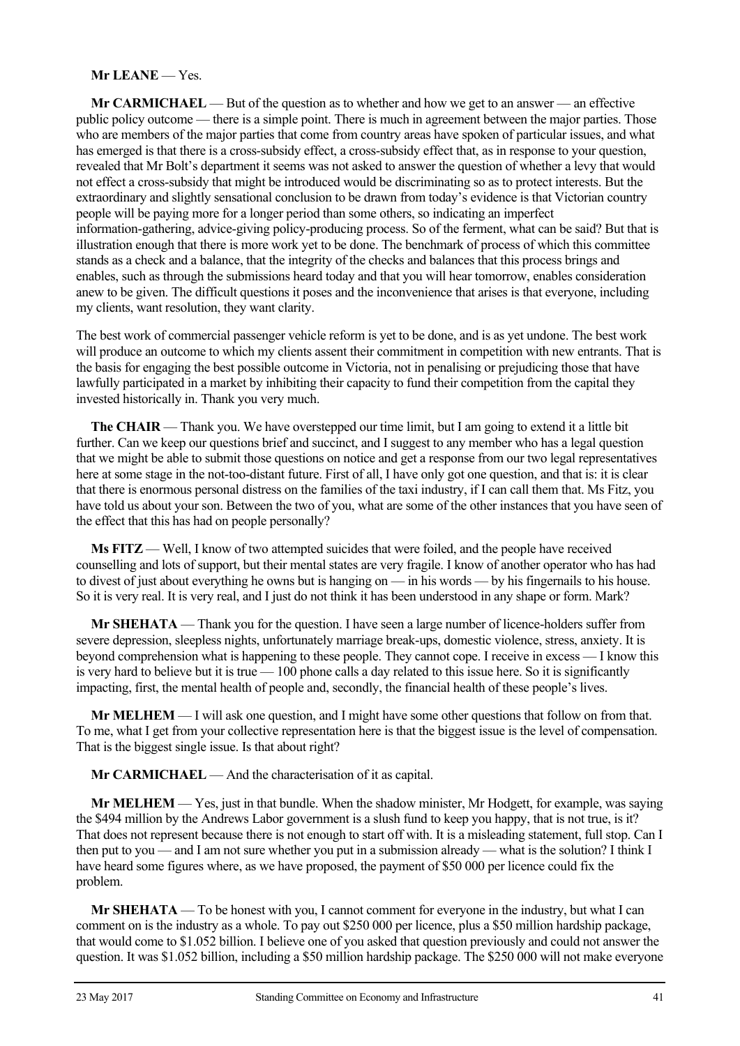**Mr LEANE** — Yes.

**Mr CARMICHAEL** — But of the question as to whether and how we get to an answer — an effective public policy outcome — there is a simple point. There is much in agreement between the major parties. Those who are members of the major parties that come from country areas have spoken of particular issues, and what has emerged is that there is a cross-subsidy effect, a cross-subsidy effect that, as in response to your question, revealed that Mr Bolt's department it seems was not asked to answer the question of whether a levy that would not effect a cross-subsidy that might be introduced would be discriminating so as to protect interests. But the extraordinary and slightly sensational conclusion to be drawn from today's evidence is that Victorian country people will be paying more for a longer period than some others, so indicating an imperfect information-gathering, advice-giving policy-producing process. So of the ferment, what can be said? But that is illustration enough that there is more work yet to be done. The benchmark of process of which this committee stands as a check and a balance, that the integrity of the checks and balances that this process brings and enables, such as through the submissions heard today and that you will hear tomorrow, enables consideration anew to be given. The difficult questions it poses and the inconvenience that arises is that everyone, including my clients, want resolution, they want clarity.

The best work of commercial passenger vehicle reform is yet to be done, and is as yet undone. The best work will produce an outcome to which my clients assent their commitment in competition with new entrants. That is the basis for engaging the best possible outcome in Victoria, not in penalising or prejudicing those that have lawfully participated in a market by inhibiting their capacity to fund their competition from the capital they invested historically in. Thank you very much.

**The CHAIR** — Thank you. We have overstepped our time limit, but I am going to extend it a little bit further. Can we keep our questions brief and succinct, and I suggest to any member who has a legal question that we might be able to submit those questions on notice and get a response from our two legal representatives here at some stage in the not-too-distant future. First of all, I have only got one question, and that is: it is clear that there is enormous personal distress on the families of the taxi industry, if I can call them that. Ms Fitz, you have told us about your son. Between the two of you, what are some of the other instances that you have seen of the effect that this has had on people personally?

**Ms FITZ** — Well, I know of two attempted suicides that were foiled, and the people have received counselling and lots of support, but their mental states are very fragile. I know of another operator who has had to divest of just about everything he owns but is hanging on — in his words — by his fingernails to his house. So it is very real. It is very real, and I just do not think it has been understood in any shape or form. Mark?

**Mr SHEHATA** — Thank you for the question. I have seen a large number of licence-holders suffer from severe depression, sleepless nights, unfortunately marriage break-ups, domestic violence, stress, anxiety. It is beyond comprehension what is happening to these people. They cannot cope. I receive in excess — I know this is very hard to believe but it is true — 100 phone calls a day related to this issue here. So it is significantly impacting, first, the mental health of people and, secondly, the financial health of these people's lives.

**Mr MELHEM** — I will ask one question, and I might have some other questions that follow on from that. To me, what I get from your collective representation here is that the biggest issue is the level of compensation. That is the biggest single issue. Is that about right?

**Mr CARMICHAEL** — And the characterisation of it as capital.

**Mr MELHEM** — Yes, just in that bundle. When the shadow minister, Mr Hodgett, for example, was saying the \$494 million by the Andrews Labor government is a slush fund to keep you happy, that is not true, is it? That does not represent because there is not enough to start off with. It is a misleading statement, full stop. Can I then put to you — and I am not sure whether you put in a submission already — what is the solution? I think I have heard some figures where, as we have proposed, the payment of \$50 000 per licence could fix the problem.

**Mr SHEHATA** — To be honest with you, I cannot comment for everyone in the industry, but what I can comment on is the industry as a whole. To pay out \$250 000 per licence, plus a \$50 million hardship package, that would come to \$1.052 billion. I believe one of you asked that question previously and could not answer the question. It was \$1.052 billion, including a \$50 million hardship package. The \$250 000 will not make everyone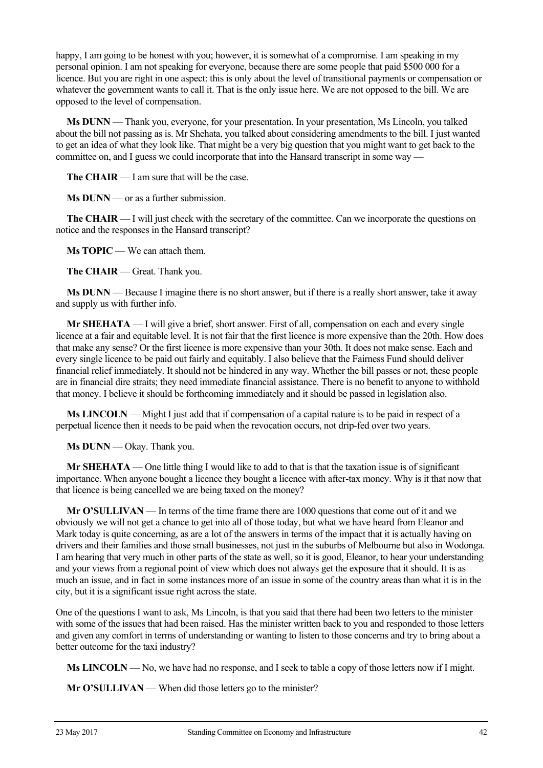happy, I am going to be honest with you; however, it is somewhat of a compromise. I am speaking in my personal opinion. I am not speaking for everyone, because there are some people that paid $500 000 for a licence. But you are right in one aspect: this is only about the level of transitional payments or compensation or whatever the government wants to call it. That is the only issue here. We are not opposed to the bill. We are opposed to the level of compensation.

**Ms DUNN** — Thank you, everyone, for your presentation. In your presentation, Ms Lincoln, you talked about the bill not passing as is. Mr Shehata, you talked about considering amendments to the bill. I just wanted to get an idea of what they look like. That might be a very big question that you might want to get back to the committee on, and I guess we could incorporate that into the Hansard transcript in some way —

**The CHAIR** — I am sure that will be the case.

**Ms DUNN** — or as a further submission.

**The CHAIR** — I will just check with the secretary of the committee. Can we incorporate the questions on notice and the responses in the Hansard transcript?

**Ms TOPIC** — We can attach them.

**The CHAIR** — Great. Thank you.

**Ms DUNN** — Because I imagine there is no short answer, but if there is a really short answer, take it away and supply us with further info.

**Mr SHEHATA** — I will give a brief, short answer. First of all, compensation on each and every single licence at a fair and equitable level. It is not fair that the first licence is more expensive than the 20th. How does that make any sense? Or the first licence is more expensive than your 30th. It does not make sense. Each and every single licence to be paid out fairly and equitably. I also believe that the Fairness Fund should deliver financial relief immediately. It should not be hindered in any way. Whether the bill passes or not, these people are in financial dire straits; they need immediate financial assistance. There is no benefit to anyone to withhold that money. I believe it should be forthcoming immediately and it should be passed in legislation also.

**Ms LINCOLN** — Might I just add that if compensation of a capital nature is to be paid in respect of a perpetual licence then it needs to be paid when the revocation occurs, not drip-fed over two years.

**Ms DUNN** — Okay. Thank you.

**Mr SHEHATA** — One little thing I would like to add to that is that the taxation issue is of significant importance. When anyone bought a licence they bought a licence with after-tax money. Why is it that now that that licence is being cancelled we are being taxed on the money?

**Mr O'SULLIVAN** — In terms of the time frame there are 1000 questions that come out of it and we obviously we will not get a chance to get into all of those today, but what we have heard from Eleanor and Mark today is quite concerning, as are a lot of the answers in terms of the impact that it is actually having on drivers and their families and those small businesses, not just in the suburbs of Melbourne but also in Wodonga. I am hearing that very much in other parts of the state as well, so it is good, Eleanor, to hear your understanding and your views from a regional point of view which does not always get the exposure that it should. It is as much an issue, and in fact in some instances more of an issue in some of the country areas than what it is in the city, but it is a significant issue right across the state.

One of the questions I want to ask, Ms Lincoln, is that you said that there had been two letters to the minister with some of the issues that had been raised. Has the minister written back to you and responded to those letters and given any comfort in terms of understanding or wanting to listen to those concerns and try to bring about a better outcome for the taxi industry?

**Ms LINCOLN** — No, we have had no response, and I seek to table a copy of those letters now if I might.

**Mr O'SULLIVAN** — When did those letters go to the minister?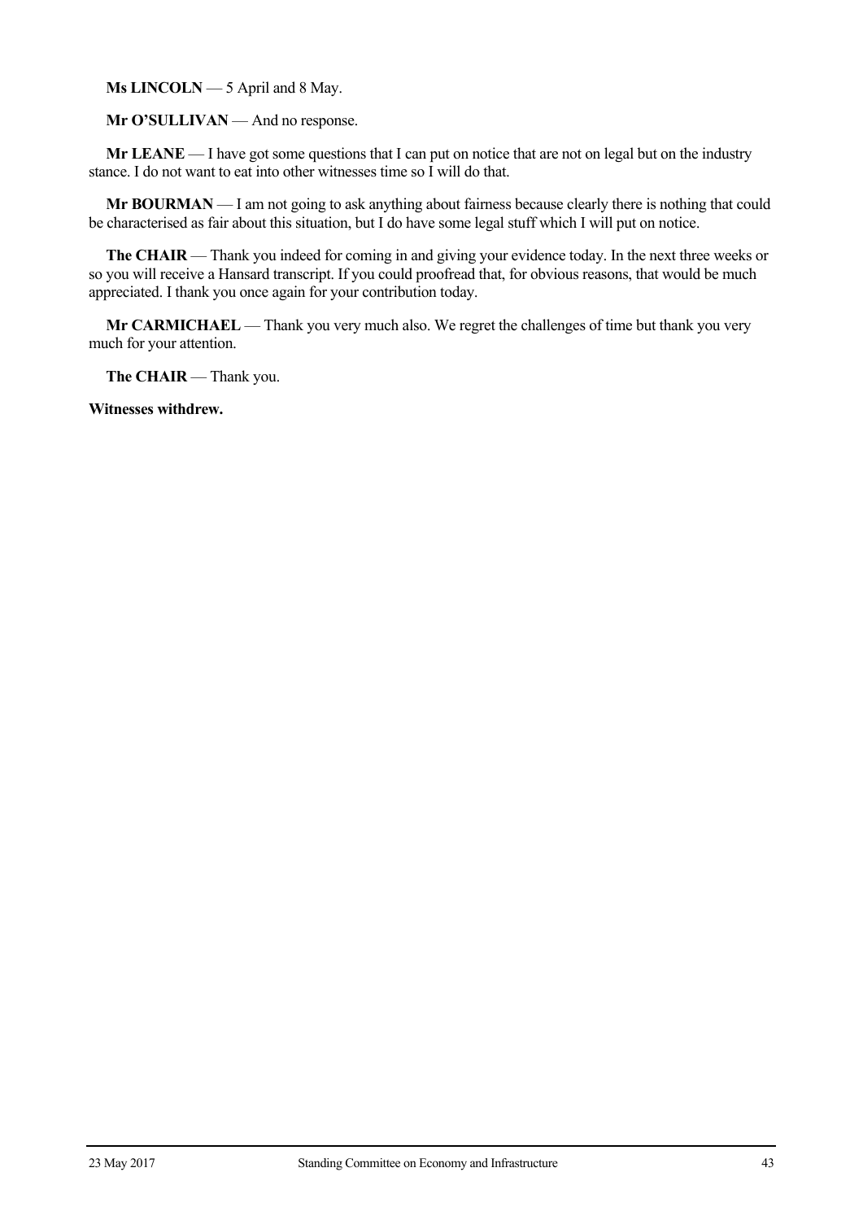**Ms LINCOLN** — 5 April and 8 May.

**Mr O'SULLIVAN** — And no response.

**Mr LEANE** — I have got some questions that I can put on notice that are not on legal but on the industry stance. I do not want to eat into other witnesses time so I will do that.

**Mr BOURMAN** — I am not going to ask anything about fairness because clearly there is nothing that could be characterised as fair about this situation, but I do have some legal stuff which I will put on notice.

**The CHAIR** — Thank you indeed for coming in and giving your evidence today. In the next three weeks or so you will receive a Hansard transcript. If you could proofread that, for obvious reasons, that would be much appreciated. I thank you once again for your contribution today.

**Mr CARMICHAEL** — Thank you very much also. We regret the challenges of time but thank you very much for your attention.

**The CHAIR** — Thank you.

**Witnesses withdrew.**